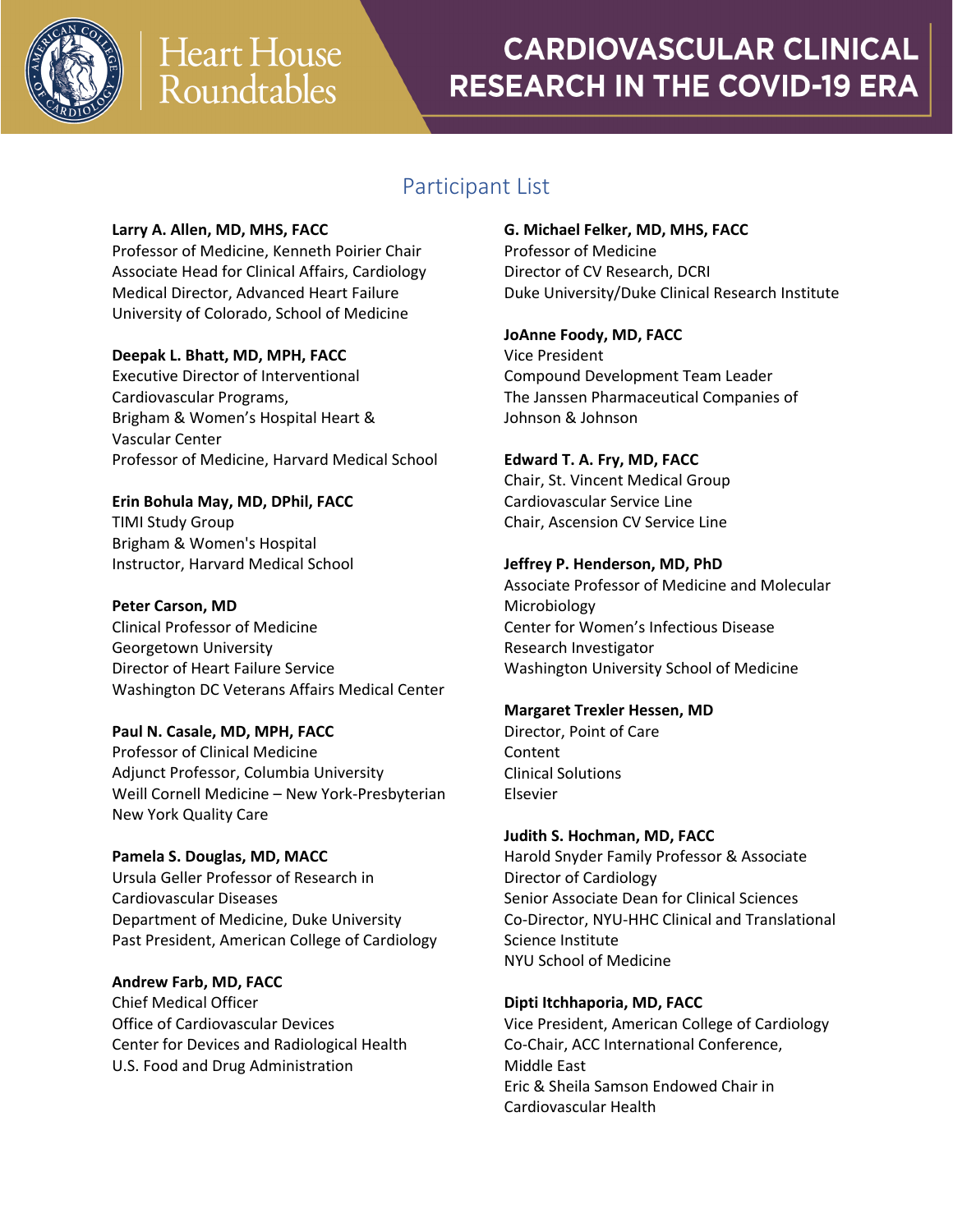# Heart House Roundtables

# CARDIOVASCULAR CLINICAL RESEARCH IN THE COVID-19 ERA

## Participant List

**Larry A. Allen, MD, MHS, FACC**
Professor of Medicine, Kenneth Poirier Chair
Associate Head for Clinical Affairs, Cardiology
Medical Director, Advanced Heart Failure
University of Colorado, School of Medicine

**Deepak L. Bhatt, MD, MPH, FACC**
Executive Director of Interventional Cardiovascular Programs,
Brigham & Women's Hospital Heart & Vascular Center
Professor of Medicine, Harvard Medical School

**Erin Bohula May, MD, DPhil, FACC**
TIMI Study Group
Brigham & Women's Hospital
Instructor, Harvard Medical School

**Peter Carson, MD**
Clinical Professor of Medicine
Georgetown University
Director of Heart Failure Service
Washington DC Veterans Affairs Medical Center

**Paul N. Casale, MD, MPH, FACC**
Professor of Clinical Medicine
Adjunct Professor, Columbia University
Weill Cornell Medicine – New York-Presbyterian
New York Quality Care

**Pamela S. Douglas, MD, MACC**
Ursula Geller Professor of Research in Cardiovascular Diseases
Department of Medicine, Duke University
Past President, American College of Cardiology

**Andrew Farb, MD, FACC**
Chief Medical Officer
Office of Cardiovascular Devices
Center for Devices and Radiological Health
U.S. Food and Drug Administration

**G. Michael Felker, MD, MHS, FACC**
Professor of Medicine
Director of CV Research, DCRI
Duke University/Duke Clinical Research Institute

**JoAnne Foody, MD, FACC**
Vice President
Compound Development Team Leader
The Janssen Pharmaceutical Companies of Johnson & Johnson

**Edward T. A. Fry, MD, FACC**
Chair, St. Vincent Medical Group
Cardiovascular Service Line
Chair, Ascension CV Service Line

**Jeffrey P. Henderson, MD, PhD**
Associate Professor of Medicine and Molecular Microbiology
Center for Women's Infectious Disease Research Investigator
Washington University School of Medicine

**Margaret Trexler Hessen, MD**
Director, Point of Care Content
Clinical Solutions
Elsevier

**Judith S. Hochman, MD, FACC**
Harold Snyder Family Professor & Associate Director of Cardiology
Senior Associate Dean for Clinical Sciences
Co-Director, NYU-HHC Clinical and Translational Science Institute
NYU School of Medicine

**Dipti Itchhaporia, MD, FACC**
Vice President, American College of Cardiology
Co-Chair, ACC International Conference, Middle East
Eric & Sheila Samson Endowed Chair in Cardiovascular Health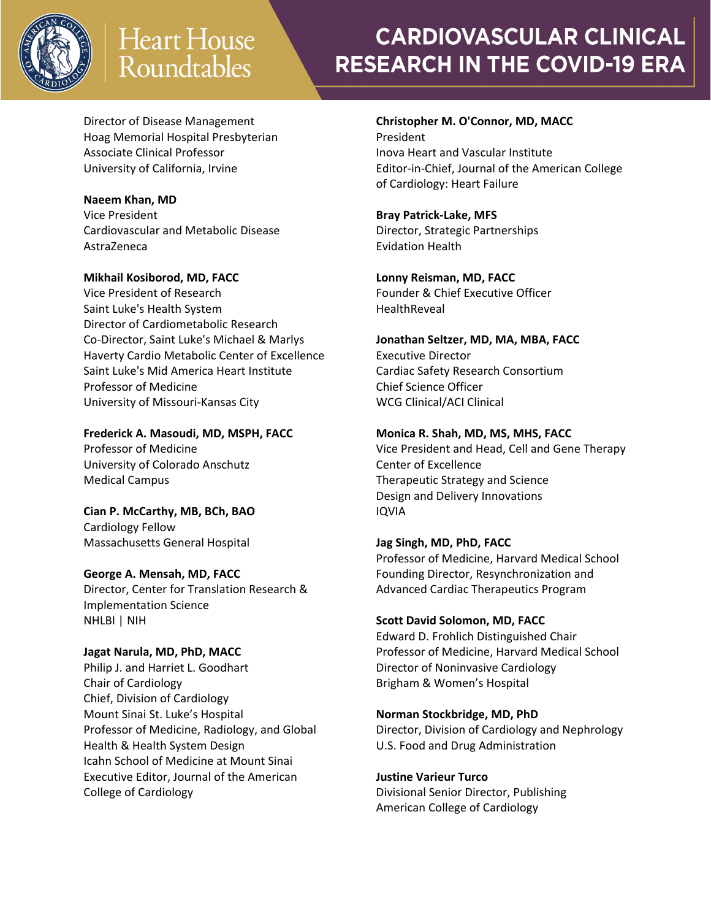Director of Disease Management
Hoag Memorial Hospital Presbyterian
Associate Clinical Professor
University of California, Irvine

**Naeem Khan, MD**
Vice President
Cardiovascular and Metabolic Disease
AstraZeneca

**Mikhail Kosiborod, MD, FACC**
Vice President of Research
Saint Luke's Health System
Director of Cardiometabolic Research
Co-Director, Saint Luke's Michael & Marlys Haverty Cardio Metabolic Center of Excellence
Saint Luke's Mid America Heart Institute
Professor of Medicine
University of Missouri-Kansas City

**Frederick A. Masoudi, MD, MSPH, FACC**
Professor of Medicine
University of Colorado Anschutz Medical Campus

**Cian P. McCarthy, MB, BCh, BAO**
Cardiology Fellow
Massachusetts General Hospital

**George A. Mensah, MD, FACC**
Director, Center for Translation Research & Implementation Science
NHLBI | NIH

**Jagat Narula, MD, PhD, MACC**
Philip J. and Harriet L. Goodhart Chair of Cardiology
Chief, Division of Cardiology
Mount Sinai St. Luke's Hospital
Professor of Medicine, Radiology, and Global Health & Health System Design
Icahn School of Medicine at Mount Sinai
Executive Editor, Journal of the American College of Cardiology

**Christopher M. O'Connor, MD, MACC**
President
Inova Heart and Vascular Institute
Editor-in-Chief, Journal of the American College of Cardiology: Heart Failure

**Bray Patrick-Lake, MFS**
Director, Strategic Partnerships
Evidation Health

**Lonny Reisman, MD, FACC**
Founder & Chief Executive Officer
HealthReveal

**Jonathan Seltzer, MD, MA, MBA, FACC**
Executive Director
Cardiac Safety Research Consortium
Chief Science Officer
WCG Clinical/ACI Clinical

**Monica R. Shah, MD, MS, MHS, FACC**
Vice President and Head, Cell and Gene Therapy Center of Excellence
Therapeutic Strategy and Science
Design and Delivery Innovations
IQVIA

**Jag Singh, MD, PhD, FACC**
Professor of Medicine, Harvard Medical School
Founding Director, Resynchronization and Advanced Cardiac Therapeutics Program

**Scott David Solomon, MD, FACC**
Edward D. Frohlich Distinguished Chair
Professor of Medicine, Harvard Medical School
Director of Noninvasive Cardiology
Brigham & Women's Hospital

**Norman Stockbridge, MD, PhD**
Director, Division of Cardiology and Nephrology
U.S. Food and Drug Administration

**Justine Varieur Turco**
Divisional Senior Director, Publishing
American College of Cardiology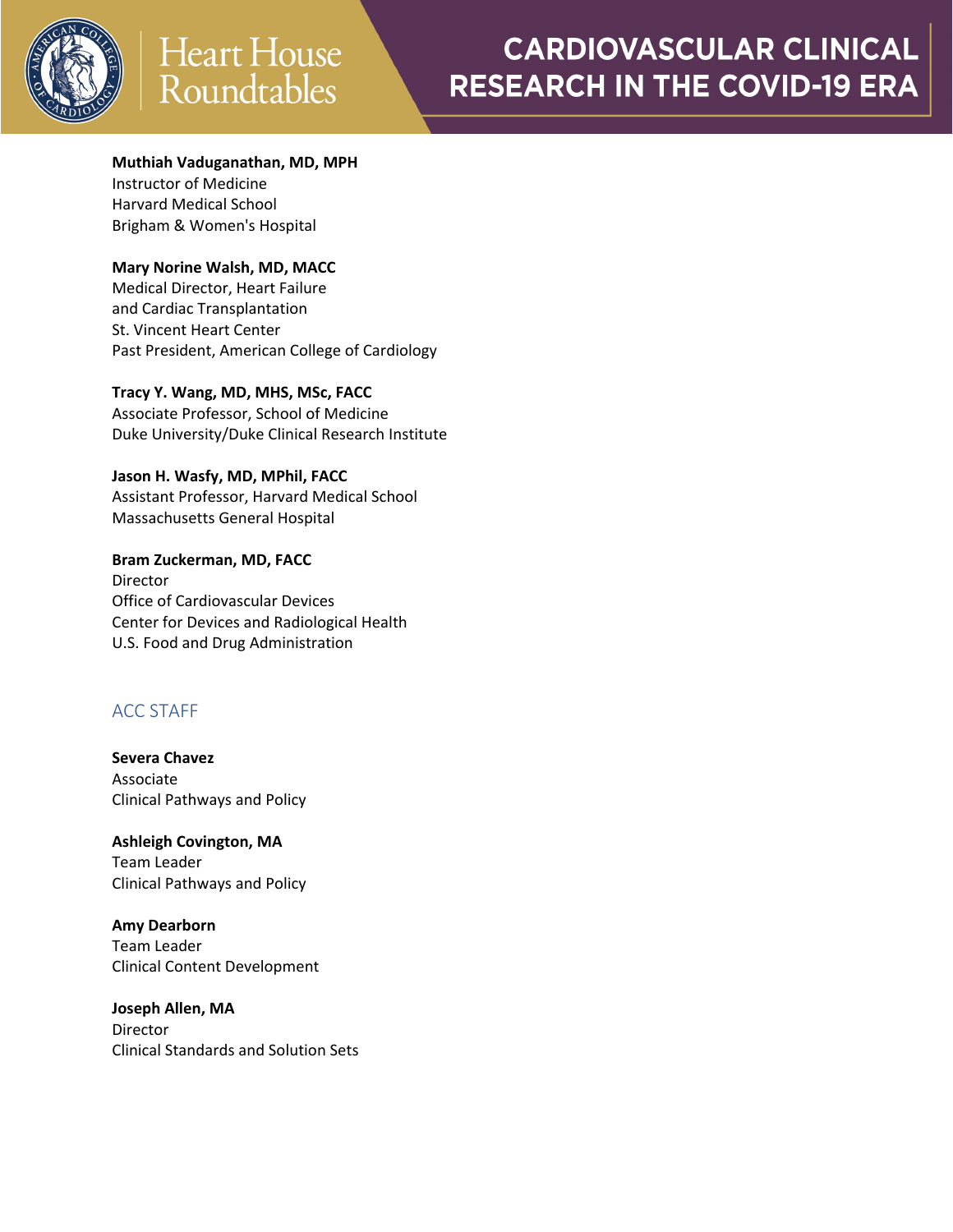**Muthiah Vaduganathan, MD, MPH**
Instructor of Medicine
Harvard Medical School
Brigham & Women's Hospital

**Mary Norine Walsh, MD, MACC**
Medical Director, Heart Failure
and Cardiac Transplantation
St. Vincent Heart Center
Past President, American College of Cardiology

**Tracy Y. Wang, MD, MHS, MSc, FACC**
Associate Professor, School of Medicine
Duke University/Duke Clinical Research Institute

**Jason H. Wasfy, MD, MPhil, FACC**
Assistant Professor, Harvard Medical School
Massachusetts General Hospital

**Bram Zuckerman, MD, FACC**
Director
Office of Cardiovascular Devices
Center for Devices and Radiological Health
U.S. Food and Drug Administration

## ACC STAFF

**Severa Chavez**
Associate
Clinical Pathways and Policy

**Ashleigh Covington, MA**
Team Leader
Clinical Pathways and Policy

**Amy Dearborn**
Team Leader
Clinical Content Development

**Joseph Allen, MA**
Director
Clinical Standards and Solution Sets